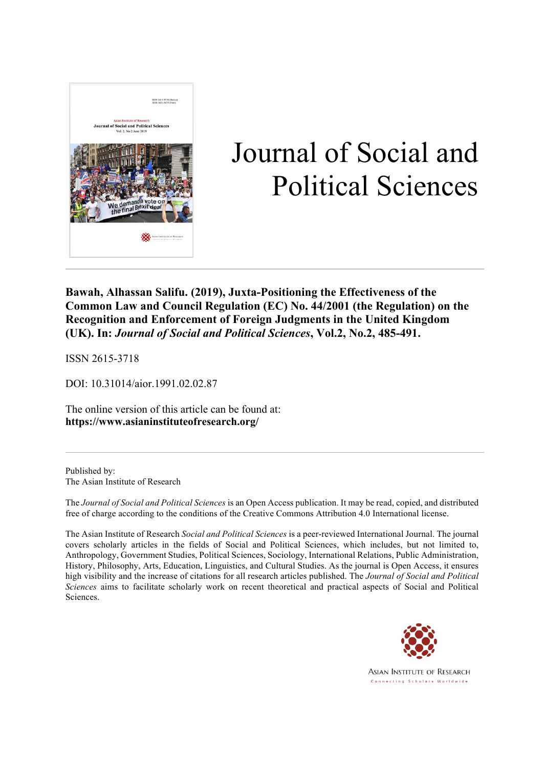# Journal of Social and Political Sciences

**Bawah, Alhassan Salifu. (2019), Juxta-Positioning the Effectiveness of the Common Law and Council Regulation (EC) No. 44/2001 (the Regulation) on the Recognition and Enforcement of Foreign Judgments in the United Kingdom (UK). In: *Journal of Social and Political Sciences*, Vol.2, No.2, 485-491.**

ISSN 2615-3718

DOI: 10.31014/aior.1991.02.02.87

The online version of this article can be found at:
**https://www.asianinstituteofresearch.org/**

---

Published by:
The Asian Institute of Research

The *Journal of Social and Political Sciences* is an Open Access publication. It may be read, copied, and distributed free of charge according to the conditions of the Creative Commons Attribution 4.0 International license.

The Asian Institute of Research *Social and Political Sciences* is a peer-reviewed International Journal. The journal covers scholarly articles in the fields of Social and Political Sciences, which includes, but not limited to, Anthropology, Government Studies, Political Sciences, Sociology, International Relations, Public Administration, History, Philosophy, Arts, Education, Linguistics, and Cultural Studies. As the journal is Open Access, it ensures high visibility and the increase of citations for all research articles published. The *Journal of Social and Political Sciences* aims to facilitate scholarly work on recent theoretical and practical aspects of Social and Political Sciences.

ASIAN INSTITUTE OF RESEARCH
Connecting Scholars Worldwide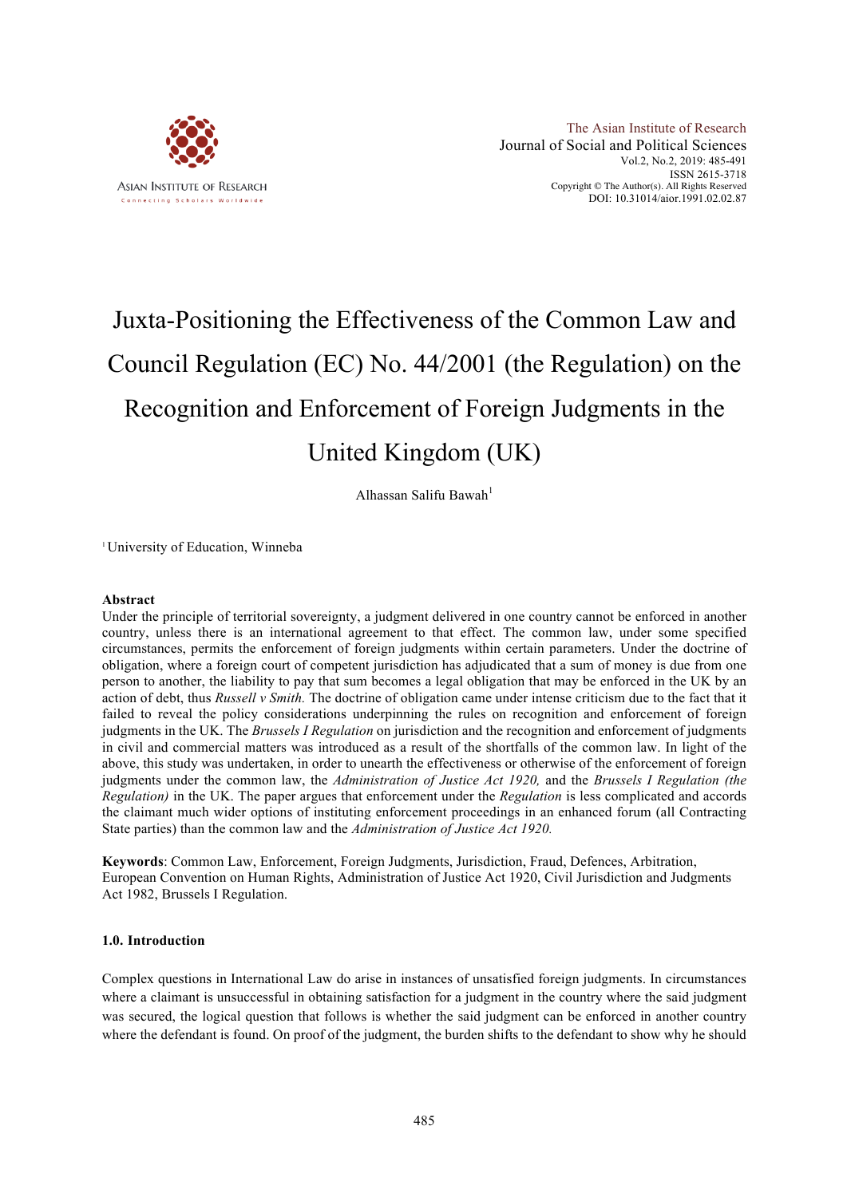# Juxta-Positioning the Effectiveness of the Common Law and Council Regulation (EC) No. 44/2001 (the Regulation) on the Recognition and Enforcement of Foreign Judgments in the United Kingdom (UK)

Alhassan Salifu Bawah[1]

[1] University of Education, Winneba

### Abstract

Under the principle of territorial sovereignty, a judgment delivered in one country cannot be enforced in another country, unless there is an international agreement to that effect. The common law, under some specified circumstances, permits the enforcement of foreign judgments within certain parameters. Under the doctrine of obligation, where a foreign court of competent jurisdiction has adjudicated that a sum of money is due from one person to another, the liability to pay that sum becomes a legal obligation that may be enforced in the UK by an action of debt, thus *Russell v Smith.* The doctrine of obligation came under intense criticism due to the fact that it failed to reveal the policy considerations underpinning the rules on recognition and enforcement of foreign judgments in the UK. The *Brussels I Regulation* on jurisdiction and the recognition and enforcement of judgments in civil and commercial matters was introduced as a result of the shortfalls of the common law. In light of the above, this study was undertaken, in order to unearth the effectiveness or otherwise of the enforcement of foreign judgments under the common law, the *Administration of Justice Act 1920,* and the *Brussels I Regulation (the Regulation)* in the UK. The paper argues that enforcement under the *Regulation* is less complicated and accords the claimant much wider options of instituting enforcement proceedings in an enhanced forum (all Contracting State parties) than the common law and the *Administration of Justice Act 1920.*

**Keywords**: Common Law, Enforcement, Foreign Judgments, Jurisdiction, Fraud, Defences, Arbitration, European Convention on Human Rights, Administration of Justice Act 1920, Civil Jurisdiction and Judgments Act 1982, Brussels I Regulation.

### 1.0. Introduction

Complex questions in International Law do arise in instances of unsatisfied foreign judgments. In circumstances where a claimant is unsuccessful in obtaining satisfaction for a judgment in the country where the said judgment was secured, the logical question that follows is whether the said judgment can be enforced in another country where the defendant is found. On proof of the judgment, the burden shifts to the defendant to show why he should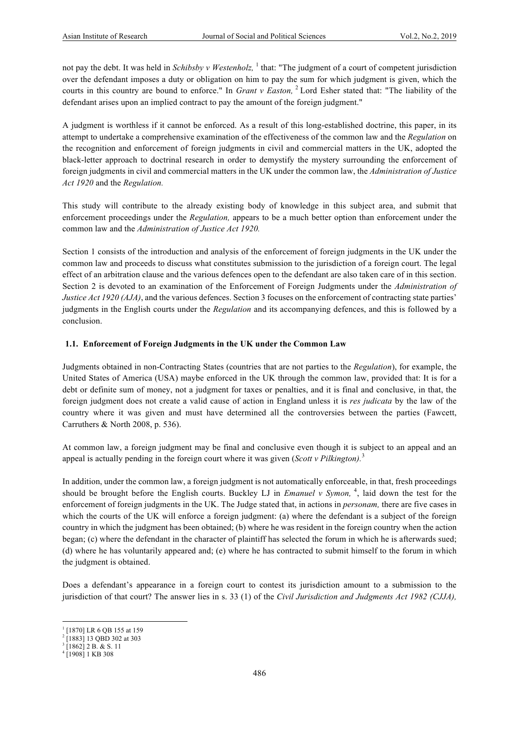not pay the debt. It was held in *Schibsby v Westenholz,* [1] that: "The judgment of a court of competent jurisdiction over the defendant imposes a duty or obligation on him to pay the sum for which judgment is given, which the courts in this country are bound to enforce." In *Grant v Easton,* [2] Lord Esher stated that: "The liability of the defendant arises upon an implied contract to pay the amount of the foreign judgment."

A judgment is worthless if it cannot be enforced. As a result of this long-established doctrine, this paper, in its attempt to undertake a comprehensive examination of the effectiveness of the common law and the *Regulation* on the recognition and enforcement of foreign judgments in civil and commercial matters in the UK, adopted the black-letter approach to doctrinal research in order to demystify the mystery surrounding the enforcement of foreign judgments in civil and commercial matters in the UK under the common law, the *Administration of Justice Act 1920* and the *Regulation.*

This study will contribute to the already existing body of knowledge in this subject area, and submit that enforcement proceedings under the *Regulation,* appears to be a much better option than enforcement under the common law and the *Administration of Justice Act 1920.*

Section 1 consists of the introduction and analysis of the enforcement of foreign judgments in the UK under the common law and proceeds to discuss what constitutes submission to the jurisdiction of a foreign court. The legal effect of an arbitration clause and the various defences open to the defendant are also taken care of in this section. Section 2 is devoted to an examination of the Enforcement of Foreign Judgments under the *Administration of Justice Act 1920 (AJA)*, and the various defences. Section 3 focuses on the enforcement of contracting state parties' judgments in the English courts under the *Regulation* and its accompanying defences, and this is followed by a conclusion.

### 1.1. Enforcement of Foreign Judgments in the UK under the Common Law

Judgments obtained in non-Contracting States (countries that are not parties to the *Regulation*), for example, the United States of America (USA) maybe enforced in the UK through the common law, provided that: It is for a debt or definite sum of money, not a judgment for taxes or penalties, and it is final and conclusive, in that, the foreign judgment does not create a valid cause of action in England unless it is *res judicata* by the law of the country where it was given and must have determined all the controversies between the parties (Fawcett, Carruthers & North 2008, p. 536).

At common law, a foreign judgment may be final and conclusive even though it is subject to an appeal and an appeal is actually pending in the foreign court where it was given (*Scott v Pilkington).*[3]

In addition, under the common law, a foreign judgment is not automatically enforceable, in that, fresh proceedings should be brought before the English courts. Buckley LJ in *Emanuel v Symon,* [4], laid down the test for the enforcement of foreign judgments in the UK. The Judge stated that, in actions in *personam,* there are five cases in which the courts of the UK will enforce a foreign judgment: (a) where the defendant is a subject of the foreign country in which the judgment has been obtained; (b) where he was resident in the foreign country when the action began; (c) where the defendant in the character of plaintiff has selected the forum in which he is afterwards sued; (d) where he has voluntarily appeared and; (e) where he has contracted to submit himself to the forum in which the judgment is obtained.

Does a defendant's appearance in a foreign court to contest its jurisdiction amount to a submission to the jurisdiction of that court? The answer lies in s. 33 (1) of the *Civil Jurisdiction and Judgments Act 1982 (CJJA),*

---

[1] [1870] LR 6 QB 155 at 159

[2] [1883] 13 QBD 302 at 303

[3] [1862] 2 B. & S. 11

[4] [1908] 1 KB 308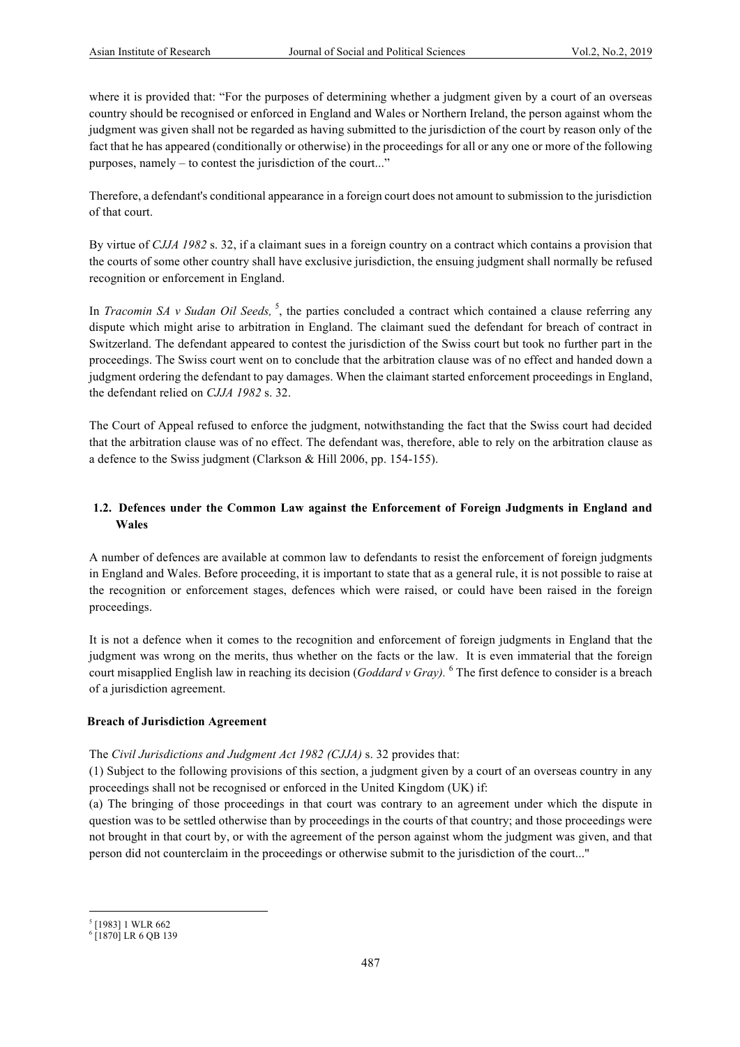where it is provided that: "For the purposes of determining whether a judgment given by a court of an overseas country should be recognised or enforced in England and Wales or Northern Ireland, the person against whom the judgment was given shall not be regarded as having submitted to the jurisdiction of the court by reason only of the fact that he has appeared (conditionally or otherwise) in the proceedings for all or any one or more of the following purposes, namely – to contest the jurisdiction of the court..."

Therefore, a defendant's conditional appearance in a foreign court does not amount to submission to the jurisdiction of that court.

By virtue of *CJJA 1982* s. 32, if a claimant sues in a foreign country on a contract which contains a provision that the courts of some other country shall have exclusive jurisdiction, the ensuing judgment shall normally be refused recognition or enforcement in England.

In *Tracomin SA v Sudan Oil Seeds,* [5], the parties concluded a contract which contained a clause referring any dispute which might arise to arbitration in England. The claimant sued the defendant for breach of contract in Switzerland. The defendant appeared to contest the jurisdiction of the Swiss court but took no further part in the proceedings. The Swiss court went on to conclude that the arbitration clause was of no effect and handed down a judgment ordering the defendant to pay damages. When the claimant started enforcement proceedings in England, the defendant relied on *CJJA 1982* s. 32.

The Court of Appeal refused to enforce the judgment, notwithstanding the fact that the Swiss court had decided that the arbitration clause was of no effect. The defendant was, therefore, able to rely on the arbitration clause as a defence to the Swiss judgment (Clarkson & Hill 2006, pp. 154-155).

## 1.2. Defences under the Common Law against the Enforcement of Foreign Judgments in England and Wales

A number of defences are available at common law to defendants to resist the enforcement of foreign judgments in England and Wales. Before proceeding, it is important to state that as a general rule, it is not possible to raise at the recognition or enforcement stages, defences which were raised, or could have been raised in the foreign proceedings.

It is not a defence when it comes to the recognition and enforcement of foreign judgments in England that the judgment was wrong on the merits, thus whether on the facts or the law. It is even immaterial that the foreign court misapplied English law in reaching its decision (*Goddard v Gray).* [6] The first defence to consider is a breach of a jurisdiction agreement.

### Breach of Jurisdiction Agreement

The *Civil Jurisdictions and Judgment Act 1982 (CJJA)* s. 32 provides that:

(1) Subject to the following provisions of this section, a judgment given by a court of an overseas country in any proceedings shall not be recognised or enforced in the United Kingdom (UK) if:

(a) The bringing of those proceedings in that court was contrary to an agreement under which the dispute in question was to be settled otherwise than by proceedings in the courts of that country; and those proceedings were not brought in that court by, or with the agreement of the person against whom the judgment was given, and that person did not counterclaim in the proceedings or otherwise submit to the jurisdiction of the court..."

---

[5] [1983] 1 WLR 662

[6] [1870] LR 6 QB 139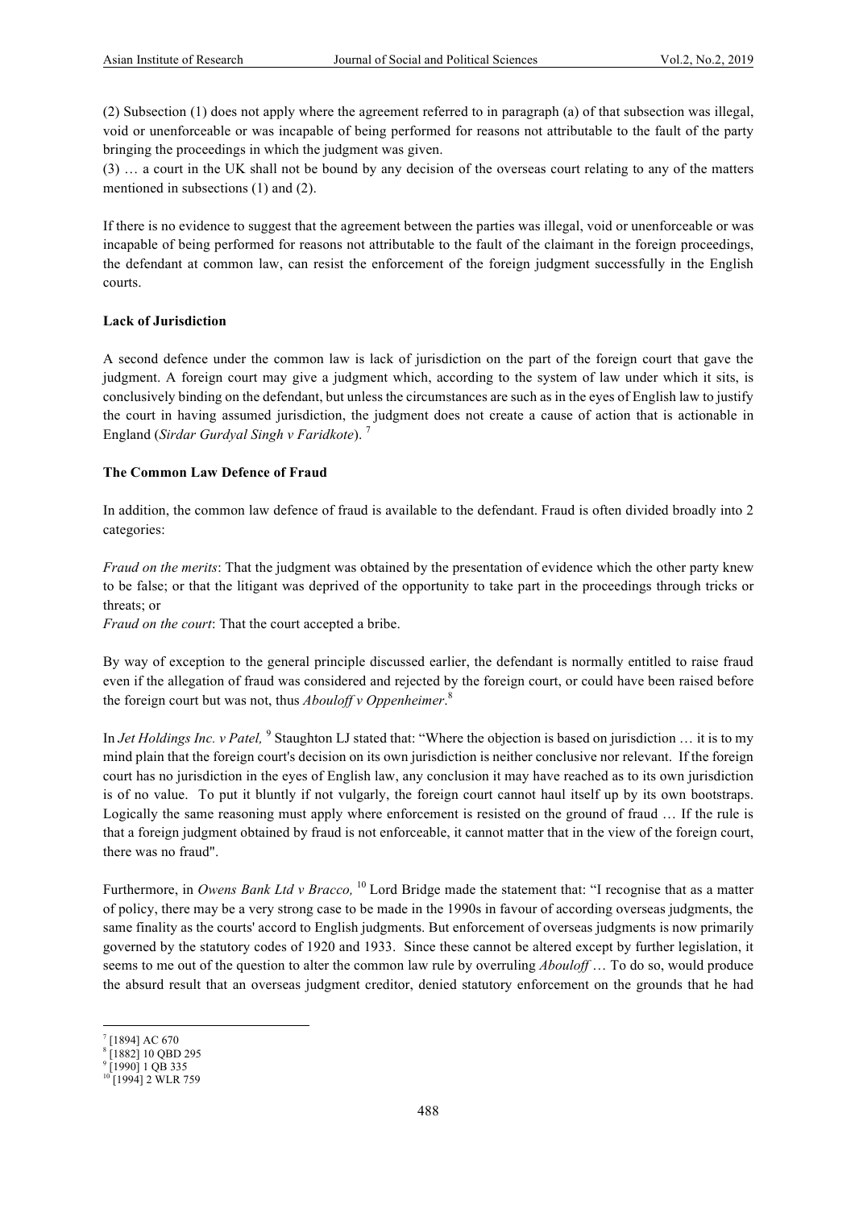(2) Subsection (1) does not apply where the agreement referred to in paragraph (a) of that subsection was illegal, void or unenforceable or was incapable of being performed for reasons not attributable to the fault of the party bringing the proceedings in which the judgment was given.

(3) … a court in the UK shall not be bound by any decision of the overseas court relating to any of the matters mentioned in subsections (1) and (2).

If there is no evidence to suggest that the agreement between the parties was illegal, void or unenforceable or was incapable of being performed for reasons not attributable to the fault of the claimant in the foreign proceedings, the defendant at common law, can resist the enforcement of the foreign judgment successfully in the English courts.

**Lack of Jurisdiction**

A second defence under the common law is lack of jurisdiction on the part of the foreign court that gave the judgment. A foreign court may give a judgment which, according to the system of law under which it sits, is conclusively binding on the defendant, but unless the circumstances are such as in the eyes of English law to justify the court in having assumed jurisdiction, the judgment does not create a cause of action that is actionable in England (*Sirdar Gurdyal Singh v Faridkote*). [7]

**The Common Law Defence of Fraud**

In addition, the common law defence of fraud is available to the defendant. Fraud is often divided broadly into 2 categories:

*Fraud on the merits*: That the judgment was obtained by the presentation of evidence which the other party knew to be false; or that the litigant was deprived of the opportunity to take part in the proceedings through tricks or threats; or

*Fraud on the court*: That the court accepted a bribe.

By way of exception to the general principle discussed earlier, the defendant is normally entitled to raise fraud even if the allegation of fraud was considered and rejected by the foreign court, or could have been raised before the foreign court but was not, thus *Abouloff v Oppenheimer*.[8]

In *Jet Holdings Inc. v Patel,* [9] Staughton LJ stated that: "Where the objection is based on jurisdiction … it is to my mind plain that the foreign court's decision on its own jurisdiction is neither conclusive nor relevant. If the foreign court has no jurisdiction in the eyes of English law, any conclusion it may have reached as to its own jurisdiction is of no value. To put it bluntly if not vulgarly, the foreign court cannot haul itself up by its own bootstraps. Logically the same reasoning must apply where enforcement is resisted on the ground of fraud … If the rule is that a foreign judgment obtained by fraud is not enforceable, it cannot matter that in the view of the foreign court, there was no fraud".

Furthermore, in *Owens Bank Ltd v Bracco,* [10] Lord Bridge made the statement that: "I recognise that as a matter of policy, there may be a very strong case to be made in the 1990s in favour of according overseas judgments, the same finality as the courts' accord to English judgments. But enforcement of overseas judgments is now primarily governed by the statutory codes of 1920 and 1933. Since these cannot be altered except by further legislation, it seems to me out of the question to alter the common law rule by overruling *Abouloff* … To do so, would produce the absurd result that an overseas judgment creditor, denied statutory enforcement on the grounds that he had

---

[7] [1894] AC 670

[8] [1882] 10 QBD 295

[9] [1990] 1 QB 335

[10] [1994] 2 WLR 759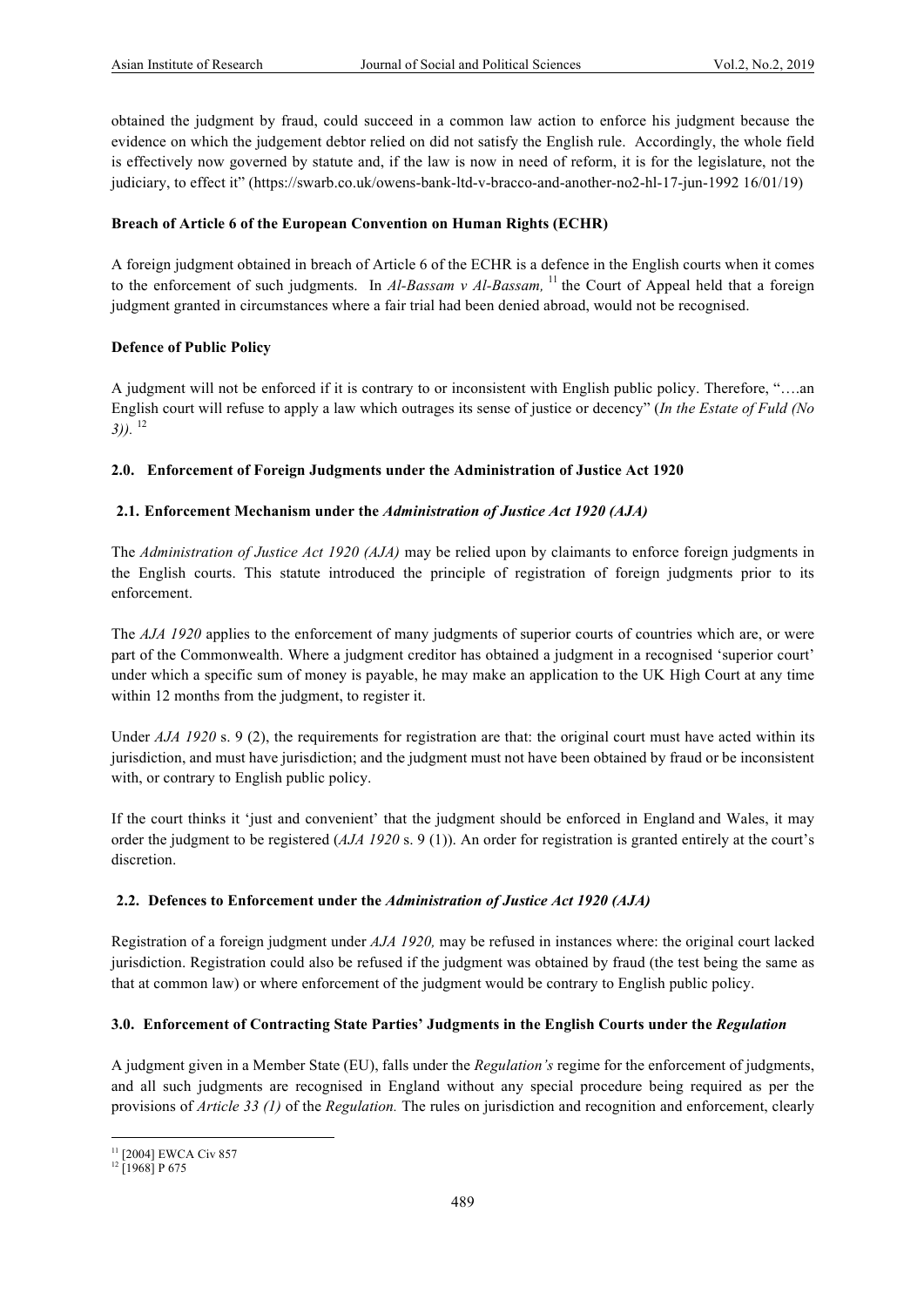obtained the judgment by fraud, could succeed in a common law action to enforce his judgment because the evidence on which the judgement debtor relied on did not satisfy the English rule. Accordingly, the whole field is effectively now governed by statute and, if the law is now in need of reform, it is for the legislature, not the judiciary, to effect it" (https://swarb.co.uk/owens-bank-ltd-v-bracco-and-another-no2-hl-17-jun-1992 16/01/19)

**Breach of Article 6 of the European Convention on Human Rights (ECHR)**

A foreign judgment obtained in breach of Article 6 of the ECHR is a defence in the English courts when it comes to the enforcement of such judgments. In *Al-Bassam v Al-Bassam,* [11] the Court of Appeal held that a foreign judgment granted in circumstances where a fair trial had been denied abroad, would not be recognised.

**Defence of Public Policy**

A judgment will not be enforced if it is contrary to or inconsistent with English public policy. Therefore, "….an English court will refuse to apply a law which outrages its sense of justice or decency" (*In the Estate of Fuld (No 3)).* [12]

## 2.0. Enforcement of Foreign Judgments under the Administration of Justice Act 1920

### 2.1. Enforcement Mechanism under the *Administration of Justice Act 1920 (AJA)*

The *Administration of Justice Act 1920 (AJA)* may be relied upon by claimants to enforce foreign judgments in the English courts. This statute introduced the principle of registration of foreign judgments prior to its enforcement.

The *AJA 1920* applies to the enforcement of many judgments of superior courts of countries which are, or were part of the Commonwealth. Where a judgment creditor has obtained a judgment in a recognised 'superior court' under which a specific sum of money is payable, he may make an application to the UK High Court at any time within 12 months from the judgment, to register it.

Under *AJA 1920* s. 9 (2), the requirements for registration are that: the original court must have acted within its jurisdiction, and must have jurisdiction; and the judgment must not have been obtained by fraud or be inconsistent with, or contrary to English public policy.

If the court thinks it 'just and convenient' that the judgment should be enforced in England and Wales, it may order the judgment to be registered (*AJA 1920* s. 9 (1)). An order for registration is granted entirely at the court's discretion.

### 2.2. Defences to Enforcement under the *Administration of Justice Act 1920 (AJA)*

Registration of a foreign judgment under *AJA 1920,* may be refused in instances where: the original court lacked jurisdiction. Registration could also be refused if the judgment was obtained by fraud (the test being the same as that at common law) or where enforcement of the judgment would be contrary to English public policy.

## 3.0. Enforcement of Contracting State Parties' Judgments in the English Courts under the *Regulation*

A judgment given in a Member State (EU), falls under the *Regulation's* regime for the enforcement of judgments, and all such judgments are recognised in England without any special procedure being required as per the provisions of *Article 33 (1)* of the *Regulation.* The rules on jurisdiction and recognition and enforcement, clearly

[11] [2004] EWCA Civ 857

[12] [1968] P 675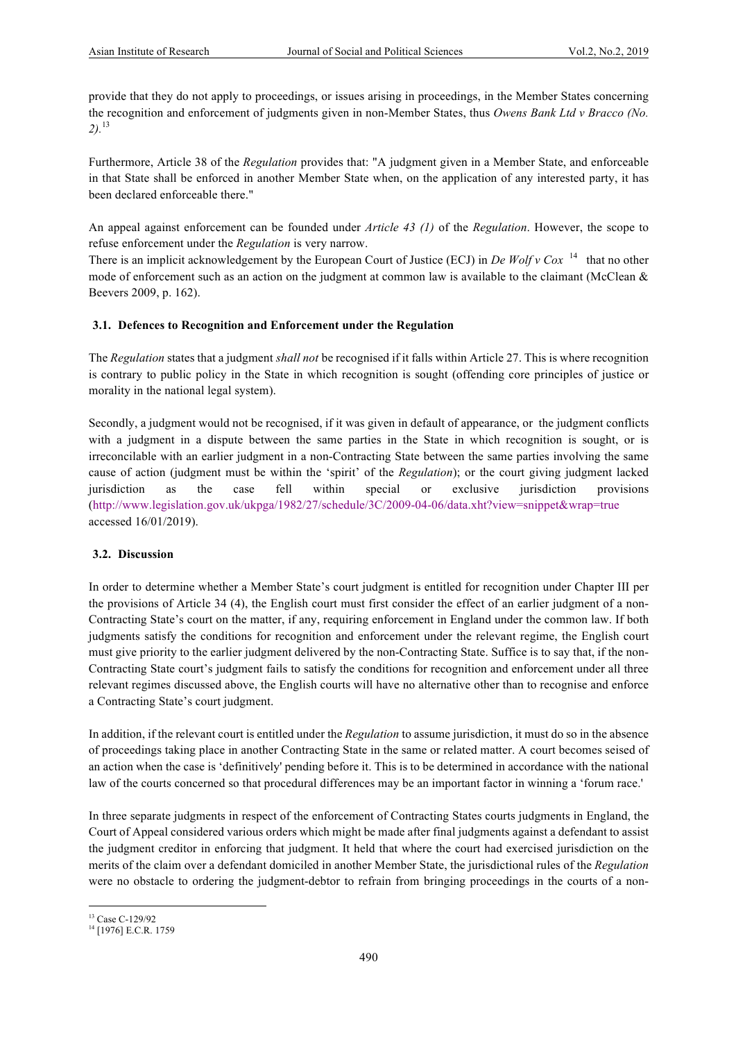provide that they do not apply to proceedings, or issues arising in proceedings, in the Member States concerning the recognition and enforcement of judgments given in non-Member States, thus *Owens Bank Ltd v Bracco (No. 2)*.[13]

Furthermore, Article 38 of the *Regulation* provides that: "A judgment given in a Member State, and enforceable in that State shall be enforced in another Member State when, on the application of any interested party, it has been declared enforceable there."

An appeal against enforcement can be founded under *Article 43 (1)* of the *Regulation*. However, the scope to refuse enforcement under the *Regulation* is very narrow.
There is an implicit acknowledgement by the European Court of Justice (ECJ) in *De Wolf v Cox* [14] that no other mode of enforcement such as an action on the judgment at common law is available to the claimant (McClean & Beevers 2009, p. 162).

### 3.1. Defences to Recognition and Enforcement under the Regulation

The *Regulation* states that a judgment *shall not* be recognised if it falls within Article 27. This is where recognition is contrary to public policy in the State in which recognition is sought (offending core principles of justice or morality in the national legal system).

Secondly, a judgment would not be recognised, if it was given in default of appearance, or the judgment conflicts with a judgment in a dispute between the same parties in the State in which recognition is sought, or is irreconcilable with an earlier judgment in a non-Contracting State between the same parties involving the same cause of action (judgment must be within the 'spirit' of the *Regulation*); or the court giving judgment lacked jurisdiction as the case fell within special or exclusive jurisdiction provisions (http://www.legislation.gov.uk/ukpga/1982/27/schedule/3C/2009-04-06/data.xht?view=snippet&wrap=true accessed 16/01/2019).

### 3.2. Discussion

In order to determine whether a Member State's court judgment is entitled for recognition under Chapter III per the provisions of Article 34 (4), the English court must first consider the effect of an earlier judgment of a non-Contracting State's court on the matter, if any, requiring enforcement in England under the common law. If both judgments satisfy the conditions for recognition and enforcement under the relevant regime, the English court must give priority to the earlier judgment delivered by the non-Contracting State. Suffice is to say that, if the non-Contracting State court's judgment fails to satisfy the conditions for recognition and enforcement under all three relevant regimes discussed above, the English courts will have no alternative other than to recognise and enforce a Contracting State's court judgment.

In addition, if the relevant court is entitled under the *Regulation* to assume jurisdiction, it must do so in the absence of proceedings taking place in another Contracting State in the same or related matter. A court becomes seised of an action when the case is 'definitively' pending before it. This is to be determined in accordance with the national law of the courts concerned so that procedural differences may be an important factor in winning a 'forum race.'

In three separate judgments in respect of the enforcement of Contracting States courts judgments in England, the Court of Appeal considered various orders which might be made after final judgments against a defendant to assist the judgment creditor in enforcing that judgment. It held that where the court had exercised jurisdiction on the merits of the claim over a defendant domiciled in another Member State, the jurisdictional rules of the *Regulation* were no obstacle to ordering the judgment-debtor to refrain from bringing proceedings in the courts of a non-

---

[13] Case C-129/92
[14] [1976] E.C.R. 1759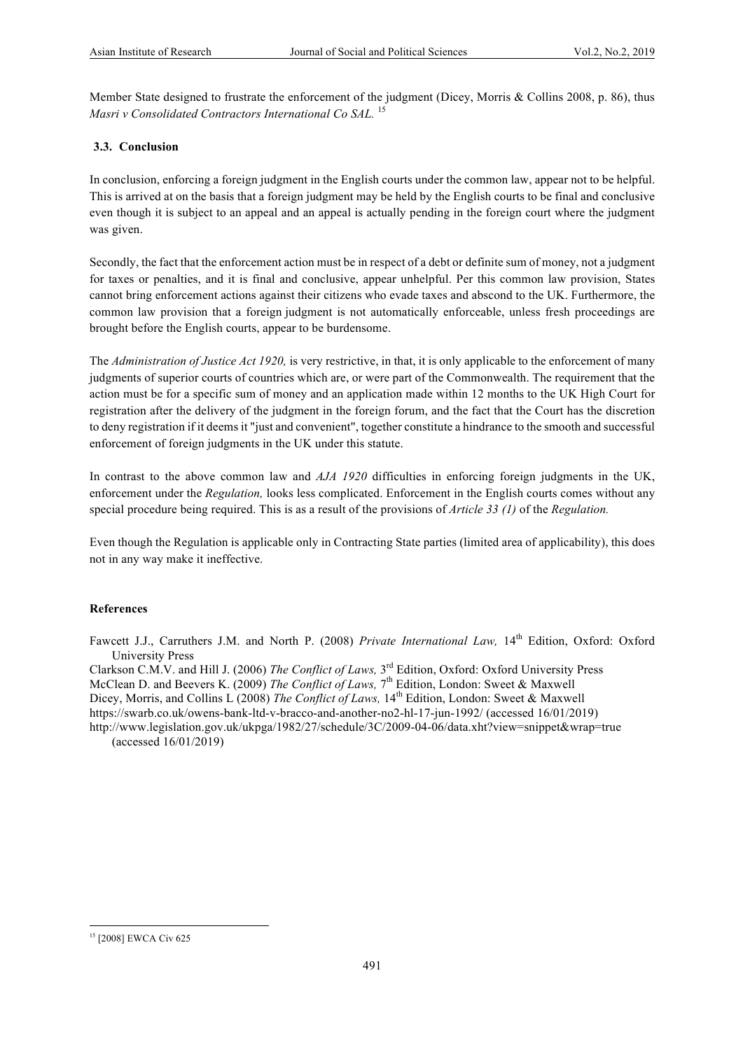Member State designed to frustrate the enforcement of the judgment (Dicey, Morris & Collins 2008, p. 86), thus *Masri v Consolidated Contractors International Co SAL.* [15]

### 3.3. Conclusion

In conclusion, enforcing a foreign judgment in the English courts under the common law, appear not to be helpful. This is arrived at on the basis that a foreign judgment may be held by the English courts to be final and conclusive even though it is subject to an appeal and an appeal is actually pending in the foreign court where the judgment was given.

Secondly, the fact that the enforcement action must be in respect of a debt or definite sum of money, not a judgment for taxes or penalties, and it is final and conclusive, appear unhelpful. Per this common law provision, States cannot bring enforcement actions against their citizens who evade taxes and abscond to the UK. Furthermore, the common law provision that a foreign judgment is not automatically enforceable, unless fresh proceedings are brought before the English courts, appear to be burdensome.

The *Administration of Justice Act 1920,* is very restrictive, in that, it is only applicable to the enforcement of many judgments of superior courts of countries which are, or were part of the Commonwealth. The requirement that the action must be for a specific sum of money and an application made within 12 months to the UK High Court for registration after the delivery of the judgment in the foreign forum, and the fact that the Court has the discretion to deny registration if it deems it "just and convenient", together constitute a hindrance to the smooth and successful enforcement of foreign judgments in the UK under this statute.

In contrast to the above common law and *AJA 1920* difficulties in enforcing foreign judgments in the UK, enforcement under the *Regulation,* looks less complicated. Enforcement in the English courts comes without any special procedure being required. This is as a result of the provisions of *Article 33 (1)* of the *Regulation.*

Even though the Regulation is applicable only in Contracting State parties (limited area of applicability), this does not in any way make it ineffective.

#### References

Fawcett J.J., Carruthers J.M. and North P. (2008) *Private International Law,* 14th Edition, Oxford: Oxford University Press

Clarkson C.M.V. and Hill J. (2006) *The Conflict of Laws,* 3rd Edition, Oxford: Oxford University Press

McClean D. and Beevers K. (2009) *The Conflict of Laws,* 7th Edition, London: Sweet & Maxwell

Dicey, Morris, and Collins L (2008) *The Conflict of Laws,* 14th Edition, London: Sweet & Maxwell

https://swarb.co.uk/owens-bank-ltd-v-bracco-and-another-no2-hl-17-jun-1992/ (accessed 16/01/2019)

http://www.legislation.gov.uk/ukpga/1982/27/schedule/3C/2009-04-06/data.xht?view=snippet&wrap=true (accessed 16/01/2019)

---

[15] [2008] EWCA Civ 625